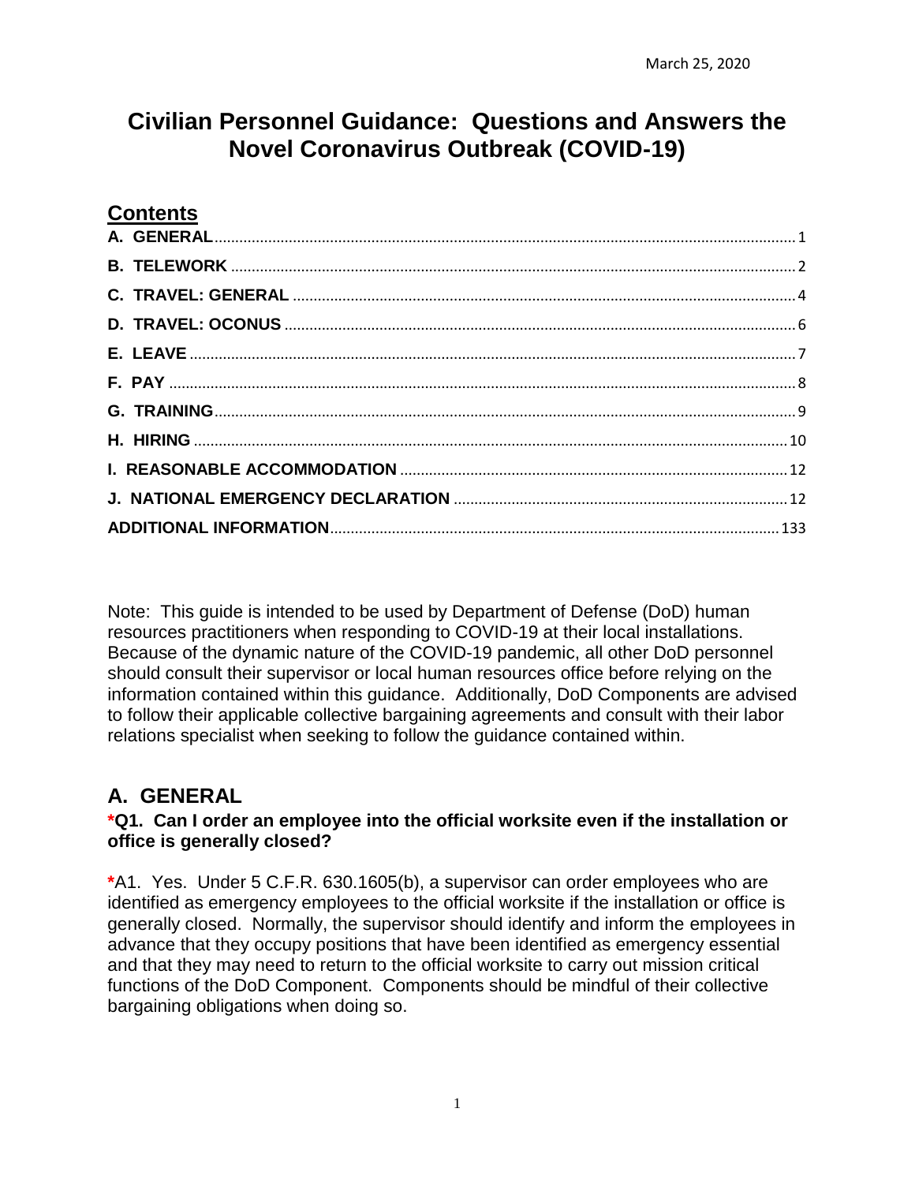March 25, 2020

# Civilian Personnel Guidance: Questions and Answers the Novel Coronavirus Outbreak (COVID-19)

## Contents

- **A. GENERAL** ........ 1
- **B. TELEWORK** ........ 2
- **C. TRAVEL: GENERAL** ........ 4
- **D. TRAVEL: OCONUS** ........ 6
- **E. LEAVE** ........ 7
- **F. PAY** ........ 8
- **G. TRAINING** ........ 9
- **H. HIRING** ........ 10
- **I. REASONABLE ACCOMMODATION** ........ 12
- **J. NATIONAL EMERGENCY DECLARATION** ........ 12
- **ADDITIONAL INFORMATION** ........ 133

Note: This guide is intended to be used by Department of Defense (DoD) human resources practitioners when responding to COVID-19 at their local installations. Because of the dynamic nature of the COVID-19 pandemic, all other DoD personnel should consult their supervisor or local human resources office before relying on the information contained within this guidance. Additionally, DoD Components are advised to follow their applicable collective bargaining agreements and consult with their labor relations specialist when seeking to follow the guidance contained within.

## A. GENERAL

### *Q1. Can I order an employee into the official worksite even if the installation or office is generally closed?

*A1. Yes. Under 5 C.F.R. 630.1605(b), a supervisor can order employees who are identified as emergency employees to the official worksite if the installation or office is generally closed. Normally, the supervisor should identify and inform the employees in advance that they occupy positions that have been identified as emergency essential and that they may need to return to the official worksite to carry out mission critical functions of the DoD Component. Components should be mindful of their collective bargaining obligations when doing so.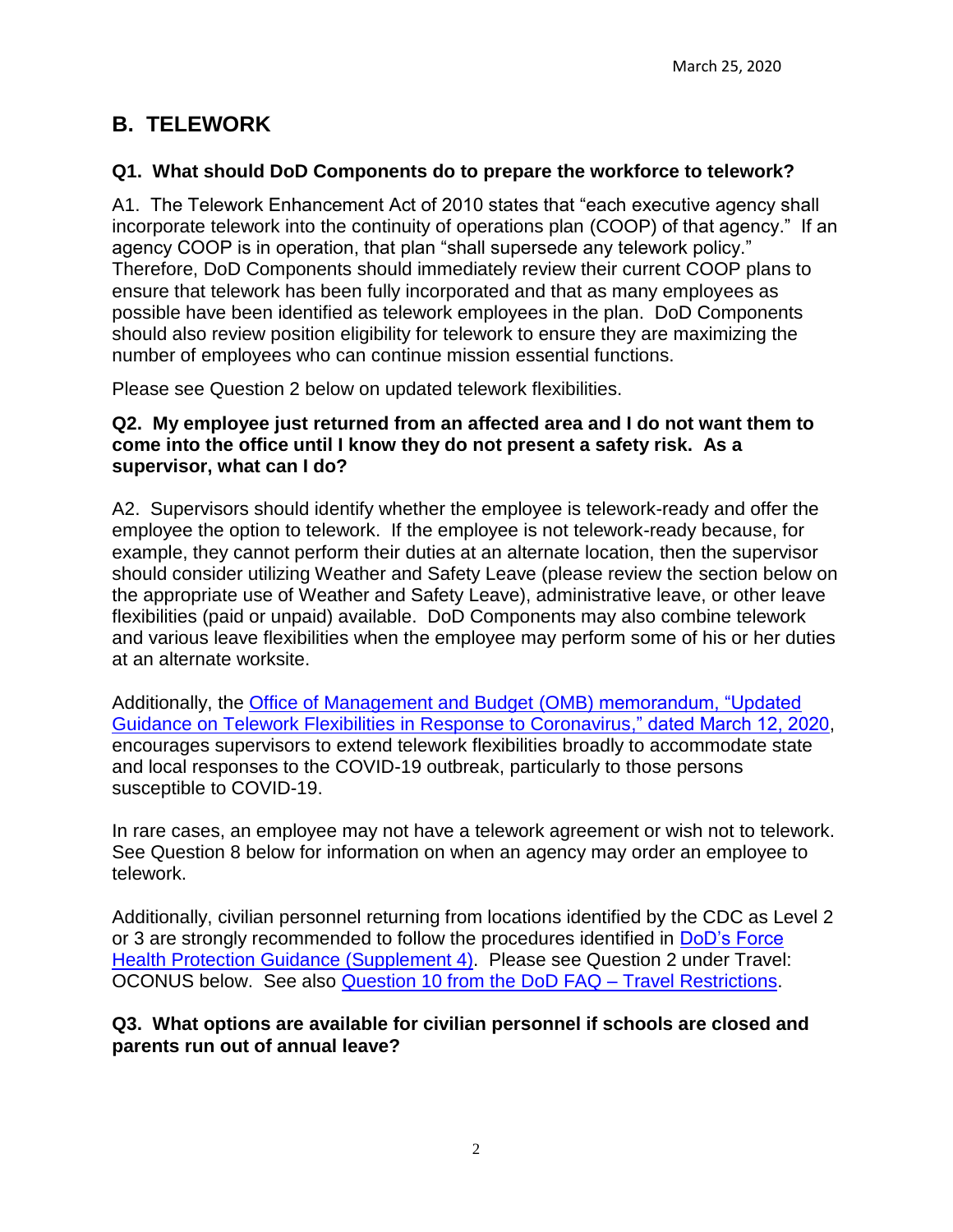March 25, 2020

## B. TELEWORK

### Q1. What should DoD Components do to prepare the workforce to telework?

A1. The Telework Enhancement Act of 2010 states that "each executive agency shall incorporate telework into the continuity of operations plan (COOP) of that agency." If an agency COOP is in operation, that plan "shall supersede any telework policy." Therefore, DoD Components should immediately review their current COOP plans to ensure that telework has been fully incorporated and that as many employees as possible have been identified as telework employees in the plan. DoD Components should also review position eligibility for telework to ensure they are maximizing the number of employees who can continue mission essential functions.

Please see Question 2 below on updated telework flexibilities.

### Q2. My employee just returned from an affected area and I do not want them to come into the office until I know they do not present a safety risk. As a supervisor, what can I do?

A2. Supervisors should identify whether the employee is telework-ready and offer the employee the option to telework. If the employee is not telework-ready because, for example, they cannot perform their duties at an alternate location, then the supervisor should consider utilizing Weather and Safety Leave (please review the section below on the appropriate use of Weather and Safety Leave), administrative leave, or other leave flexibilities (paid or unpaid) available. DoD Components may also combine telework and various leave flexibilities when the employee may perform some of his or her duties at an alternate worksite.

Additionally, the Office of Management and Budget (OMB) memorandum, "Updated Guidance on Telework Flexibilities in Response to Coronavirus," dated March 12, 2020, encourages supervisors to extend telework flexibilities broadly to accommodate state and local responses to the COVID-19 outbreak, particularly to those persons susceptible to COVID-19.

In rare cases, an employee may not have a telework agreement or wish not to telework. See Question 8 below for information on when an agency may order an employee to telework.

Additionally, civilian personnel returning from locations identified by the CDC as Level 2 or 3 are strongly recommended to follow the procedures identified in DoD's Force Health Protection Guidance (Supplement 4). Please see Question 2 under Travel: OCONUS below. See also Question 10 from the DoD FAQ – Travel Restrictions.

### Q3. What options are available for civilian personnel if schools are closed and parents run out of annual leave?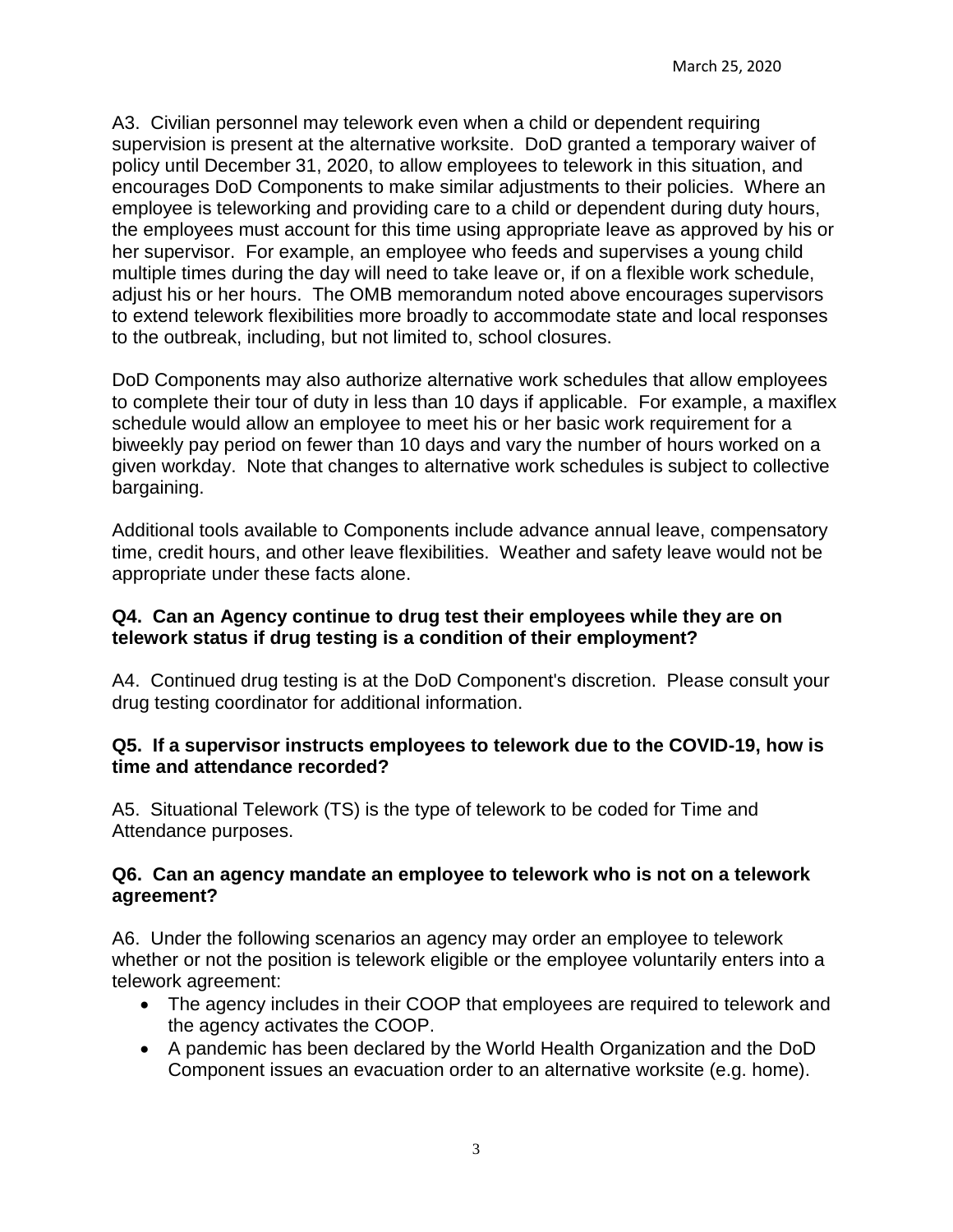A3. Civilian personnel may telework even when a child or dependent requiring supervision is present at the alternative worksite. DoD granted a temporary waiver of policy until December 31, 2020, to allow employees to telework in this situation, and encourages DoD Components to make similar adjustments to their policies. Where an employee is teleworking and providing care to a child or dependent during duty hours, the employees must account for this time using appropriate leave as approved by his or her supervisor. For example, an employee who feeds and supervises a young child multiple times during the day will need to take leave or, if on a flexible work schedule, adjust his or her hours. The OMB memorandum noted above encourages supervisors to extend telework flexibilities more broadly to accommodate state and local responses to the outbreak, including, but not limited to, school closures.

DoD Components may also authorize alternative work schedules that allow employees to complete their tour of duty in less than 10 days if applicable. For example, a maxiflex schedule would allow an employee to meet his or her basic work requirement for a biweekly pay period on fewer than 10 days and vary the number of hours worked on a given workday. Note that changes to alternative work schedules is subject to collective bargaining.

Additional tools available to Components include advance annual leave, compensatory time, credit hours, and other leave flexibilities. Weather and safety leave would not be appropriate under these facts alone.

**Q4. Can an Agency continue to drug test their employees while they are on telework status if drug testing is a condition of their employment?**

A4. Continued drug testing is at the DoD Component's discretion. Please consult your drug testing coordinator for additional information.

**Q5. If a supervisor instructs employees to telework due to the COVID-19, how is time and attendance recorded?**

A5. Situational Telework (TS) is the type of telework to be coded for Time and Attendance purposes.

**Q6. Can an agency mandate an employee to telework who is not on a telework agreement?**

A6. Under the following scenarios an agency may order an employee to telework whether or not the position is telework eligible or the employee voluntarily enters into a telework agreement:

- The agency includes in their COOP that employees are required to telework and the agency activates the COOP.
- A pandemic has been declared by the World Health Organization and the DoD Component issues an evacuation order to an alternative worksite (e.g. home).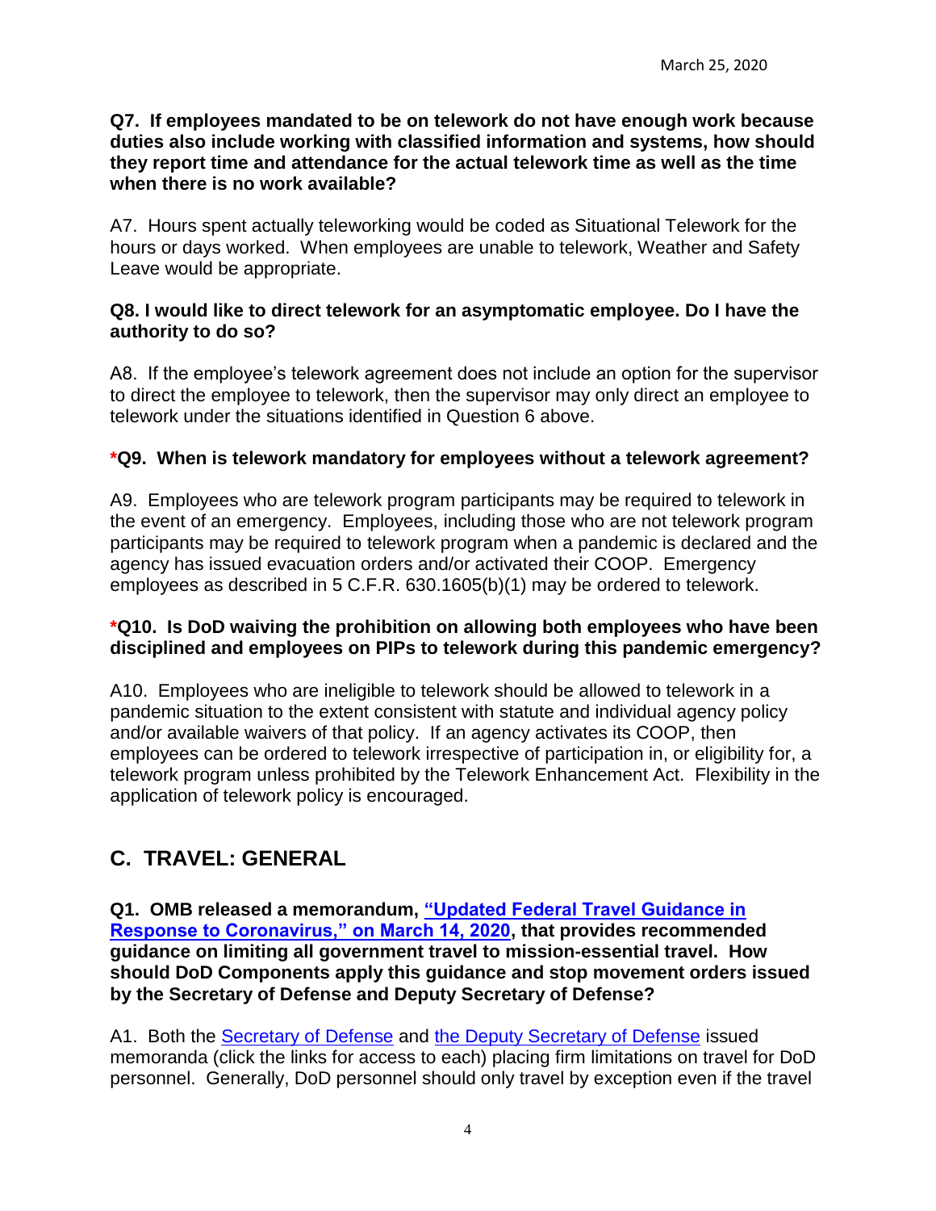**Q7. If employees mandated to be on telework do not have enough work because duties also include working with classified information and systems, how should they report time and attendance for the actual telework time as well as the time when there is no work available?**

A7. Hours spent actually teleworking would be coded as Situational Telework for the hours or days worked. When employees are unable to telework, Weather and Safety Leave would be appropriate.

**Q8. I would like to direct telework for an asymptomatic employee. Do I have the authority to do so?**

A8. If the employee's telework agreement does not include an option for the supervisor to direct the employee to telework, then the supervisor may only direct an employee to telework under the situations identified in Question 6 above.

***Q9. When is telework mandatory for employees without a telework agreement?**

A9. Employees who are telework program participants may be required to telework in the event of an emergency. Employees, including those who are not telework program participants may be required to telework program when a pandemic is declared and the agency has issued evacuation orders and/or activated their COOP. Emergency employees as described in 5 C.F.R. 630.1605(b)(1) may be ordered to telework.

***Q10. Is DoD waiving the prohibition on allowing both employees who have been disciplined and employees on PIPs to telework during this pandemic emergency?**

A10. Employees who are ineligible to telework should be allowed to telework in a pandemic situation to the extent consistent with statute and individual agency policy and/or available waivers of that policy. If an agency activates its COOP, then employees can be ordered to telework irrespective of participation in, or eligibility for, a telework program unless prohibited by the Telework Enhancement Act. Flexibility in the application of telework policy is encouraged.

## C. TRAVEL: GENERAL

**Q1. OMB released a memorandum, "Updated Federal Travel Guidance in Response to Coronavirus," on March 14, 2020, that provides recommended guidance on limiting all government travel to mission-essential travel. How should DoD Components apply this guidance and stop movement orders issued by the Secretary of Defense and Deputy Secretary of Defense?**

A1. Both the Secretary of Defense and the Deputy Secretary of Defense issued memoranda (click the links for access to each) placing firm limitations on travel for DoD personnel. Generally, DoD personnel should only travel by exception even if the travel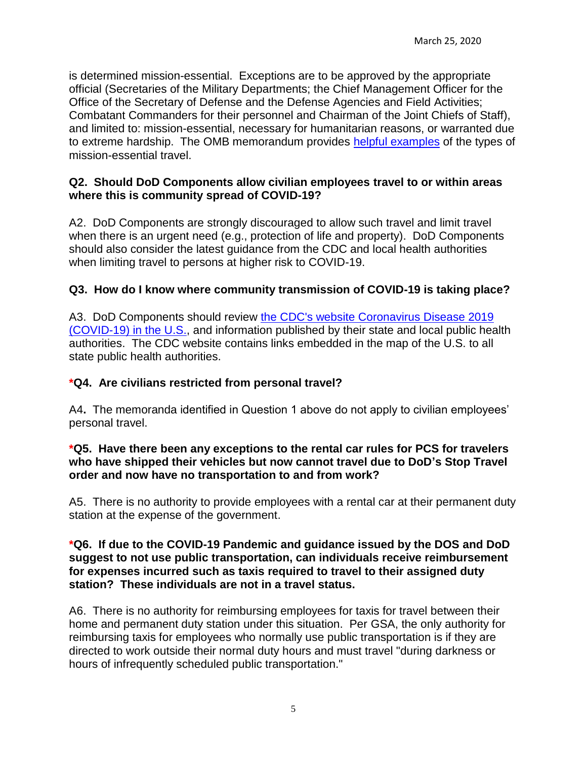is determined mission-essential. Exceptions are to be approved by the appropriate official (Secretaries of the Military Departments; the Chief Management Officer for the Office of the Secretary of Defense and the Defense Agencies and Field Activities; Combatant Commanders for their personnel and Chairman of the Joint Chiefs of Staff), and limited to: mission-essential, necessary for humanitarian reasons, or warranted due to extreme hardship. The OMB memorandum provides [helpful examples]() of the types of mission-essential travel.

**Q2. Should DoD Components allow civilian employees travel to or within areas where this is community spread of COVID-19?**

A2. DoD Components are strongly discouraged to allow such travel and limit travel when there is an urgent need (e.g., protection of life and property). DoD Components should also consider the latest guidance from the CDC and local health authorities when limiting travel to persons at higher risk to COVID-19.

**Q3. How do I know where community transmission of COVID-19 is taking place?**

A3. DoD Components should review [the CDC's website Coronavirus Disease 2019 (COVID-19) in the U.S.](), and information published by their state and local public health authorities. The CDC website contains links embedded in the map of the U.S. to all state public health authorities.

**\*Q4. Are civilians restricted from personal travel?**

A4**.** The memoranda identified in Question 1 above do not apply to civilian employees' personal travel.

**\*Q5. Have there been any exceptions to the rental car rules for PCS for travelers who have shipped their vehicles but now cannot travel due to DoD's Stop Travel order and now have no transportation to and from work?**

A5. There is no authority to provide employees with a rental car at their permanent duty station at the expense of the government.

**\*Q6. If due to the COVID-19 Pandemic and guidance issued by the DOS and DoD suggest to not use public transportation, can individuals receive reimbursement for expenses incurred such as taxis required to travel to their assigned duty station? These individuals are not in a travel status.**

A6. There is no authority for reimbursing employees for taxis for travel between their home and permanent duty station under this situation. Per GSA, the only authority for reimbursing taxis for employees who normally use public transportation is if they are directed to work outside their normal duty hours and must travel "during darkness or hours of infrequently scheduled public transportation."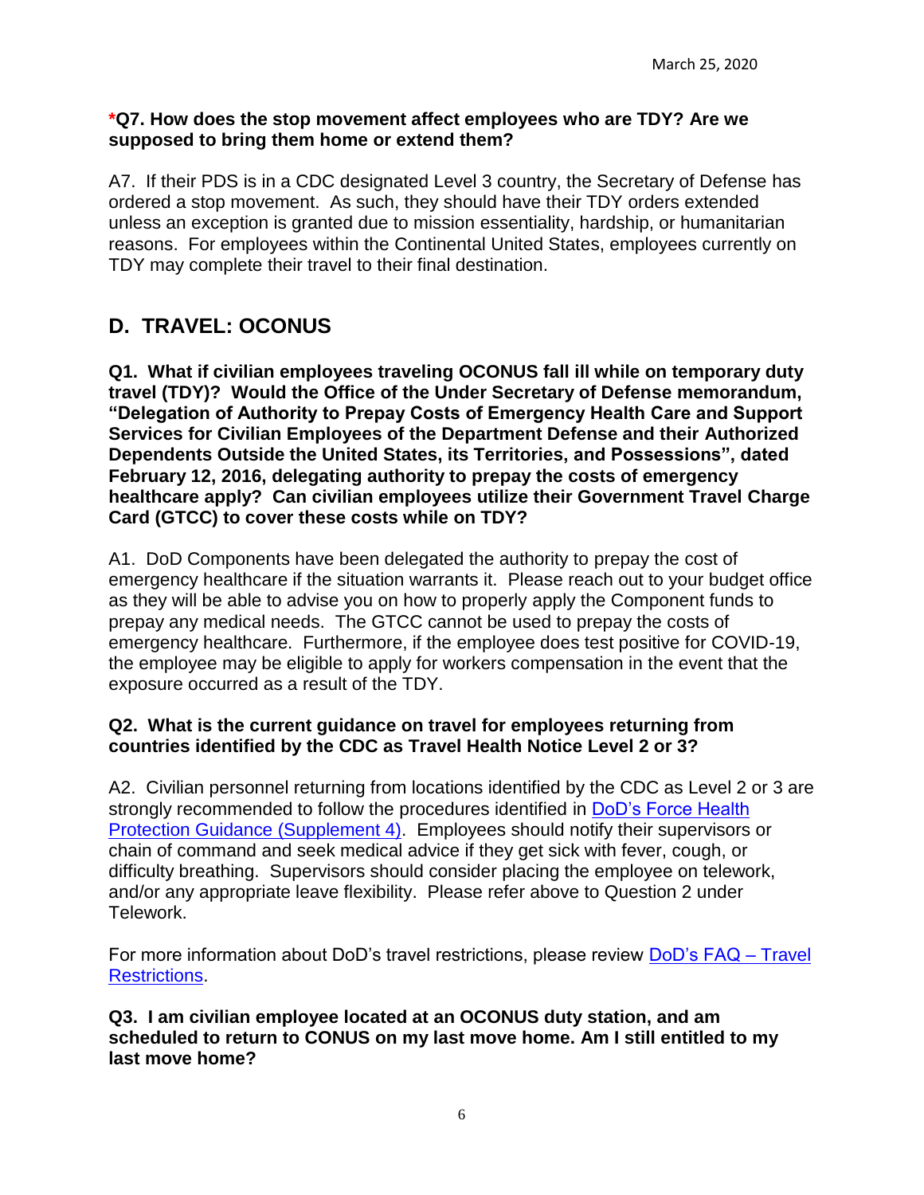**\*Q7. How does the stop movement affect employees who are TDY? Are we supposed to bring them home or extend them?**

A7. If their PDS is in a CDC designated Level 3 country, the Secretary of Defense has ordered a stop movement. As such, they should have their TDY orders extended unless an exception is granted due to mission essentiality, hardship, or humanitarian reasons. For employees within the Continental United States, employees currently on TDY may complete their travel to their final destination.

## D. TRAVEL: OCONUS

**Q1. What if civilian employees traveling OCONUS fall ill while on temporary duty travel (TDY)? Would the Office of the Under Secretary of Defense memorandum, "Delegation of Authority to Prepay Costs of Emergency Health Care and Support Services for Civilian Employees of the Department Defense and their Authorized Dependents Outside the United States, its Territories, and Possessions", dated February 12, 2016, delegating authority to prepay the costs of emergency healthcare apply? Can civilian employees utilize their Government Travel Charge Card (GTCC) to cover these costs while on TDY?**

A1. DoD Components have been delegated the authority to prepay the cost of emergency healthcare if the situation warrants it. Please reach out to your budget office as they will be able to advise you on how to properly apply the Component funds to prepay any medical needs. The GTCC cannot be used to prepay the costs of emergency healthcare. Furthermore, if the employee does test positive for COVID-19, the employee may be eligible to apply for workers compensation in the event that the exposure occurred as a result of the TDY.

**Q2. What is the current guidance on travel for employees returning from countries identified by the CDC as Travel Health Notice Level 2 or 3?**

A2. Civilian personnel returning from locations identified by the CDC as Level 2 or 3 are strongly recommended to follow the procedures identified in DoD's Force Health Protection Guidance (Supplement 4). Employees should notify their supervisors or chain of command and seek medical advice if they get sick with fever, cough, or difficulty breathing. Supervisors should consider placing the employee on telework, and/or any appropriate leave flexibility. Please refer above to Question 2 under Telework.

For more information about DoD's travel restrictions, please review DoD's FAQ – Travel Restrictions.

**Q3. I am civilian employee located at an OCONUS duty station, and am scheduled to return to CONUS on my last move home. Am I still entitled to my last move home?**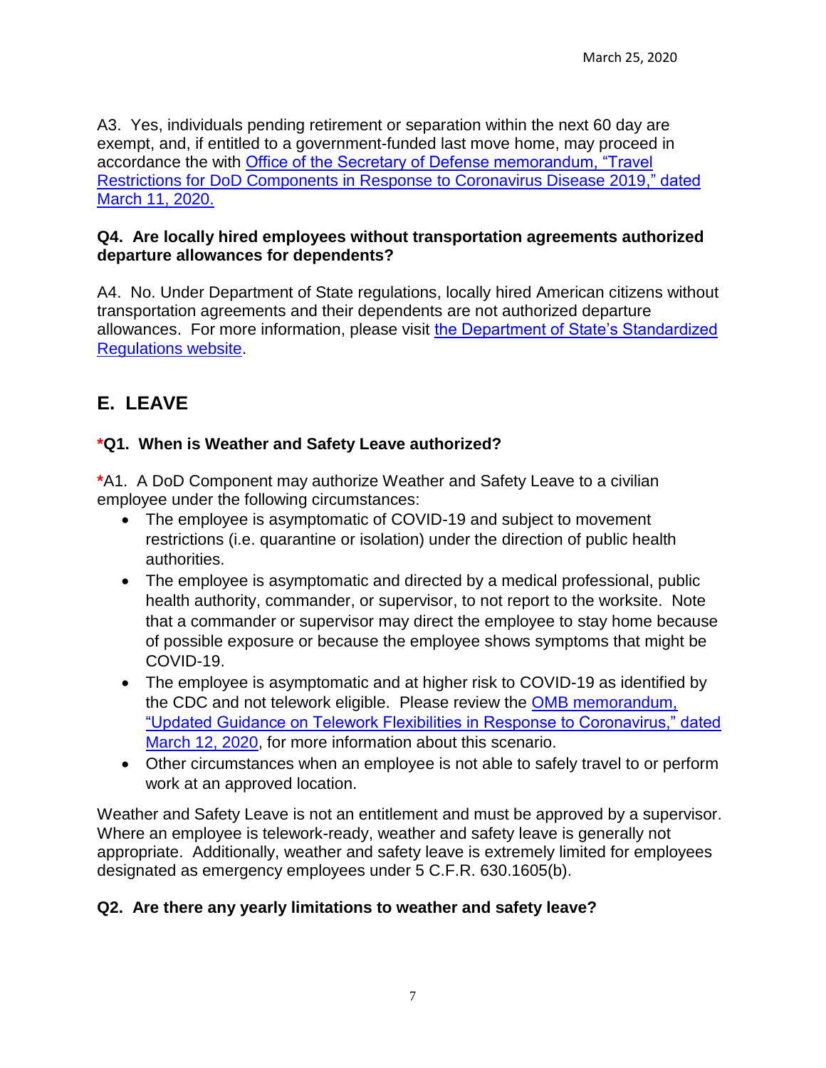A3. Yes, individuals pending retirement or separation within the next 60 day are exempt, and, if entitled to a government-funded last move home, may proceed in accordance the with Office of the Secretary of Defense memorandum, "Travel Restrictions for DoD Components in Response to Coronavirus Disease 2019," dated March 11, 2020.

**Q4. Are locally hired employees without transportation agreements authorized departure allowances for dependents?**

A4. No. Under Department of State regulations, locally hired American citizens without transportation agreements and their dependents are not authorized departure allowances. For more information, please visit the Department of State's Standardized Regulations website.

## E. LEAVE

**\*Q1. When is Weather and Safety Leave authorized?**

\*A1. A DoD Component may authorize Weather and Safety Leave to a civilian employee under the following circumstances:

- The employee is asymptomatic of COVID-19 and subject to movement restrictions (i.e. quarantine or isolation) under the direction of public health authorities.
- The employee is asymptomatic and directed by a medical professional, public health authority, commander, or supervisor, to not report to the worksite. Note that a commander or supervisor may direct the employee to stay home because of possible exposure or because the employee shows symptoms that might be COVID-19.
- The employee is asymptomatic and at higher risk to COVID-19 as identified by the CDC and not telework eligible. Please review the OMB memorandum, "Updated Guidance on Telework Flexibilities in Response to Coronavirus," dated March 12, 2020, for more information about this scenario.
- Other circumstances when an employee is not able to safely travel to or perform work at an approved location.

Weather and Safety Leave is not an entitlement and must be approved by a supervisor. Where an employee is telework-ready, weather and safety leave is generally not appropriate. Additionally, weather and safety leave is extremely limited for employees designated as emergency employees under 5 C.F.R. 630.1605(b).

**Q2. Are there any yearly limitations to weather and safety leave?**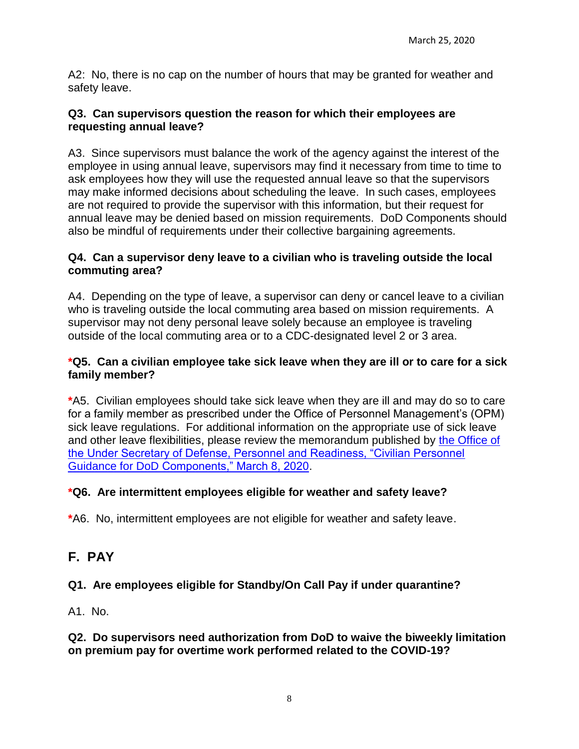A2: No, there is no cap on the number of hours that may be granted for weather and safety leave.

**Q3. Can supervisors question the reason for which their employees are requesting annual leave?**

A3. Since supervisors must balance the work of the agency against the interest of the employee in using annual leave, supervisors may find it necessary from time to time to ask employees how they will use the requested annual leave so that the supervisors may make informed decisions about scheduling the leave. In such cases, employees are not required to provide the supervisor with this information, but their request for annual leave may be denied based on mission requirements. DoD Components should also be mindful of requirements under their collective bargaining agreements.

**Q4. Can a supervisor deny leave to a civilian who is traveling outside the local commuting area?**

A4. Depending on the type of leave, a supervisor can deny or cancel leave to a civilian who is traveling outside the local commuting area based on mission requirements. A supervisor may not deny personal leave solely because an employee is traveling outside of the local commuting area or to a CDC-designated level 2 or 3 area.

***Q5. Can a civilian employee take sick leave when they are ill or to care for a sick family member?**

*A5. Civilian employees should take sick leave when they are ill and may do so to care for a family member as prescribed under the Office of Personnel Management's (OPM) sick leave regulations. For additional information on the appropriate use of sick leave and other leave flexibilities, please review the memorandum published by the Office of the Under Secretary of Defense, Personnel and Readiness, "Civilian Personnel Guidance for DoD Components," March 8, 2020.

***Q6. Are intermittent employees eligible for weather and safety leave?**

*A6. No, intermittent employees are not eligible for weather and safety leave.

## F. PAY

**Q1. Are employees eligible for Standby/On Call Pay if under quarantine?**

A1. No.

**Q2. Do supervisors need authorization from DoD to waive the biweekly limitation on premium pay for overtime work performed related to the COVID-19?**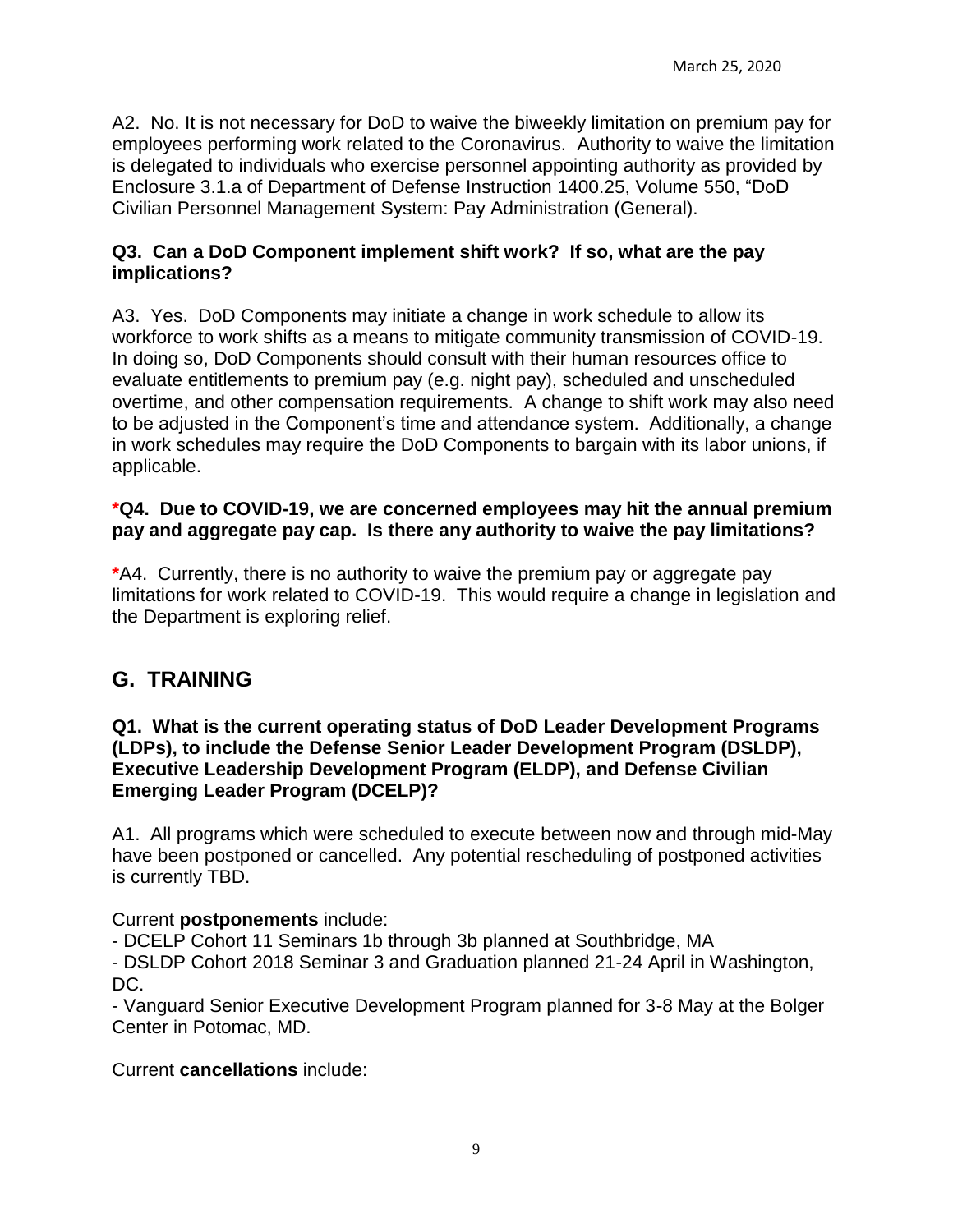A2. No. It is not necessary for DoD to waive the biweekly limitation on premium pay for employees performing work related to the Coronavirus. Authority to waive the limitation is delegated to individuals who exercise personnel appointing authority as provided by Enclosure 3.1.a of Department of Defense Instruction 1400.25, Volume 550, "DoD Civilian Personnel Management System: Pay Administration (General).

**Q3. Can a DoD Component implement shift work? If so, what are the pay implications?**

A3. Yes. DoD Components may initiate a change in work schedule to allow its workforce to work shifts as a means to mitigate community transmission of COVID-19. In doing so, DoD Components should consult with their human resources office to evaluate entitlements to premium pay (e.g. night pay), scheduled and unscheduled overtime, and other compensation requirements. A change to shift work may also need to be adjusted in the Component's time and attendance system. Additionally, a change in work schedules may require the DoD Components to bargain with its labor unions, if applicable.

**\*Q4. Due to COVID-19, we are concerned employees may hit the annual premium pay and aggregate pay cap. Is there any authority to waive the pay limitations?**

\*A4. Currently, there is no authority to waive the premium pay or aggregate pay limitations for work related to COVID-19. This would require a change in legislation and the Department is exploring relief.

## G. TRAINING

**Q1. What is the current operating status of DoD Leader Development Programs (LDPs), to include the Defense Senior Leader Development Program (DSLDP), Executive Leadership Development Program (ELDP), and Defense Civilian Emerging Leader Program (DCELP)?**

A1. All programs which were scheduled to execute between now and through mid-May have been postponed or cancelled. Any potential rescheduling of postponed activities is currently TBD.

Current **postponements** include:

- DCELP Cohort 11 Seminars 1b through 3b planned at Southbridge, MA
- DSLDP Cohort 2018 Seminar 3 and Graduation planned 21-24 April in Washington, DC.
- Vanguard Senior Executive Development Program planned for 3-8 May at the Bolger Center in Potomac, MD.

Current **cancellations** include: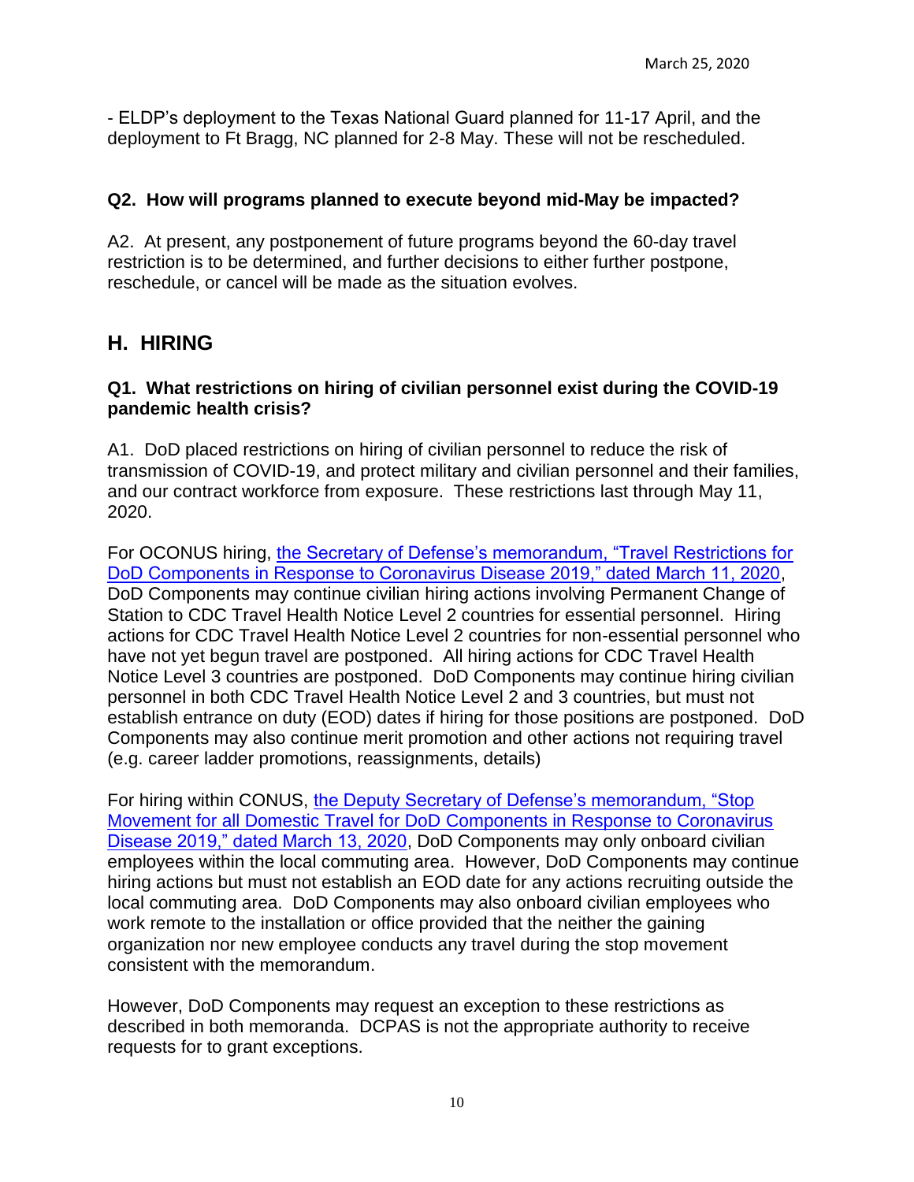- ELDP's deployment to the Texas National Guard planned for 11-17 April, and the deployment to Ft Bragg, NC planned for 2-8 May. These will not be rescheduled.

**Q2. How will programs planned to execute beyond mid-May be impacted?**

A2. At present, any postponement of future programs beyond the 60-day travel restriction is to be determined, and further decisions to either further postpone, reschedule, or cancel will be made as the situation evolves.

## H. HIRING

**Q1. What restrictions on hiring of civilian personnel exist during the COVID-19 pandemic health crisis?**

A1. DoD placed restrictions on hiring of civilian personnel to reduce the risk of transmission of COVID-19, and protect military and civilian personnel and their families, and our contract workforce from exposure. These restrictions last through May 11, 2020.

For OCONUS hiring, the Secretary of Defense's memorandum, "Travel Restrictions for DoD Components in Response to Coronavirus Disease 2019," dated March 11, 2020, DoD Components may continue civilian hiring actions involving Permanent Change of Station to CDC Travel Health Notice Level 2 countries for essential personnel. Hiring actions for CDC Travel Health Notice Level 2 countries for non-essential personnel who have not yet begun travel are postponed. All hiring actions for CDC Travel Health Notice Level 3 countries are postponed. DoD Components may continue hiring civilian personnel in both CDC Travel Health Notice Level 2 and 3 countries, but must not establish entrance on duty (EOD) dates if hiring for those positions are postponed. DoD Components may also continue merit promotion and other actions not requiring travel (e.g. career ladder promotions, reassignments, details)

For hiring within CONUS, the Deputy Secretary of Defense's memorandum, "Stop Movement for all Domestic Travel for DoD Components in Response to Coronavirus Disease 2019," dated March 13, 2020, DoD Components may only onboard civilian employees within the local commuting area. However, DoD Components may continue hiring actions but must not establish an EOD date for any actions recruiting outside the local commuting area. DoD Components may also onboard civilian employees who work remote to the installation or office provided that the neither the gaining organization nor new employee conducts any travel during the stop movement consistent with the memorandum.

However, DoD Components may request an exception to these restrictions as described in both memoranda. DCPAS is not the appropriate authority to receive requests for to grant exceptions.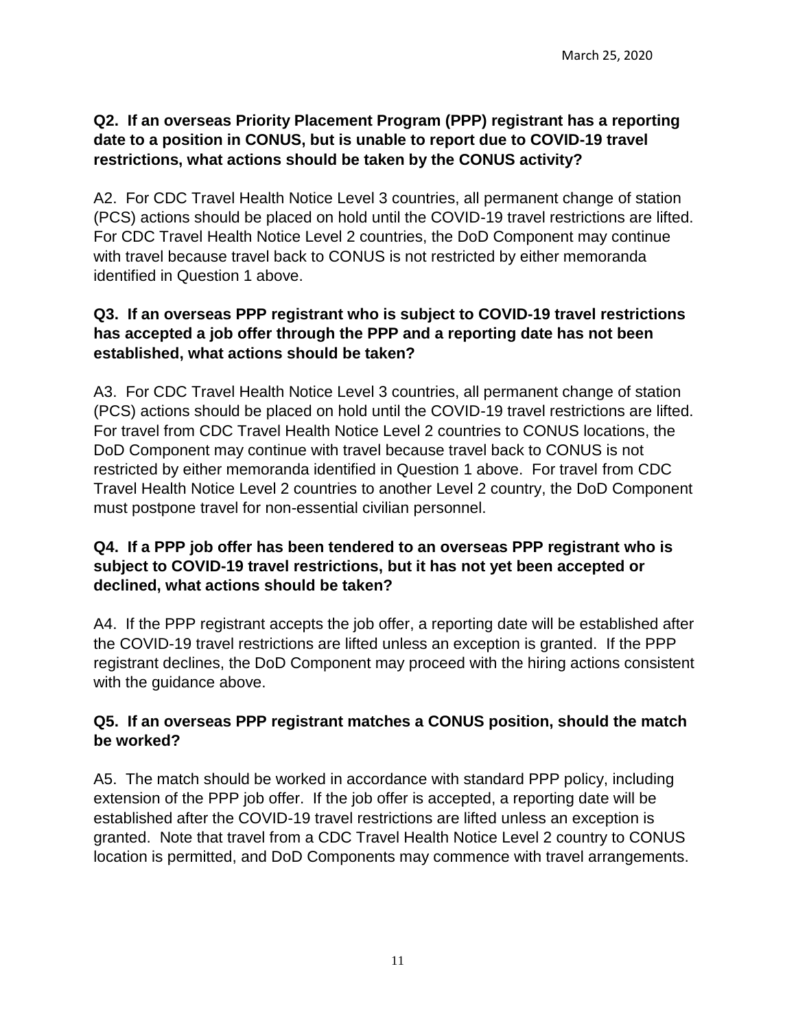**Q2. If an overseas Priority Placement Program (PPP) registrant has a reporting date to a position in CONUS, but is unable to report due to COVID-19 travel restrictions, what actions should be taken by the CONUS activity?**

A2. For CDC Travel Health Notice Level 3 countries, all permanent change of station (PCS) actions should be placed on hold until the COVID-19 travel restrictions are lifted. For CDC Travel Health Notice Level 2 countries, the DoD Component may continue with travel because travel back to CONUS is not restricted by either memoranda identified in Question 1 above.

**Q3. If an overseas PPP registrant who is subject to COVID-19 travel restrictions has accepted a job offer through the PPP and a reporting date has not been established, what actions should be taken?**

A3. For CDC Travel Health Notice Level 3 countries, all permanent change of station (PCS) actions should be placed on hold until the COVID-19 travel restrictions are lifted. For travel from CDC Travel Health Notice Level 2 countries to CONUS locations, the DoD Component may continue with travel because travel back to CONUS is not restricted by either memoranda identified in Question 1 above. For travel from CDC Travel Health Notice Level 2 countries to another Level 2 country, the DoD Component must postpone travel for non-essential civilian personnel.

**Q4. If a PPP job offer has been tendered to an overseas PPP registrant who is subject to COVID-19 travel restrictions, but it has not yet been accepted or declined, what actions should be taken?**

A4. If the PPP registrant accepts the job offer, a reporting date will be established after the COVID-19 travel restrictions are lifted unless an exception is granted. If the PPP registrant declines, the DoD Component may proceed with the hiring actions consistent with the guidance above.

**Q5. If an overseas PPP registrant matches a CONUS position, should the match be worked?**

A5. The match should be worked in accordance with standard PPP policy, including extension of the PPP job offer. If the job offer is accepted, a reporting date will be established after the COVID-19 travel restrictions are lifted unless an exception is granted. Note that travel from a CDC Travel Health Notice Level 2 country to CONUS location is permitted, and DoD Components may commence with travel arrangements.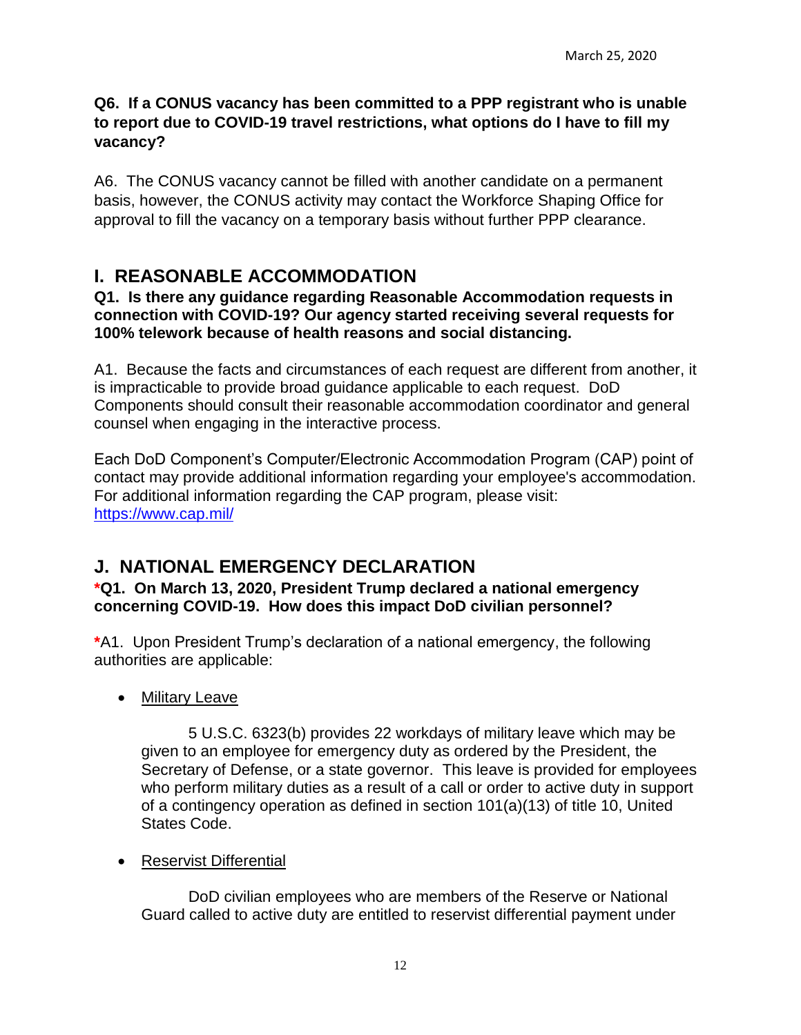**Q6. If a CONUS vacancy has been committed to a PPP registrant who is unable to report due to COVID-19 travel restrictions, what options do I have to fill my vacancy?**

A6. The CONUS vacancy cannot be filled with another candidate on a permanent basis, however, the CONUS activity may contact the Workforce Shaping Office for approval to fill the vacancy on a temporary basis without further PPP clearance.

## I. REASONABLE ACCOMMODATION

**Q1. Is there any guidance regarding Reasonable Accommodation requests in connection with COVID-19? Our agency started receiving several requests for 100% telework because of health reasons and social distancing.**

A1. Because the facts and circumstances of each request are different from another, it is impracticable to provide broad guidance applicable to each request. DoD Components should consult their reasonable accommodation coordinator and general counsel when engaging in the interactive process.

Each DoD Component's Computer/Electronic Accommodation Program (CAP) point of contact may provide additional information regarding your employee's accommodation. For additional information regarding the CAP program, please visit: https://www.cap.mil/

## J. NATIONAL EMERGENCY DECLARATION

***Q1. On March 13, 2020, President Trump declared a national emergency concerning COVID-19. How does this impact DoD civilian personnel?**

*A1. Upon President Trump's declaration of a national emergency, the following authorities are applicable:

- Military Leave

  5 U.S.C. 6323(b) provides 22 workdays of military leave which may be given to an employee for emergency duty as ordered by the President, the Secretary of Defense, or a state governor. This leave is provided for employees who perform military duties as a result of a call or order to active duty in support of a contingency operation as defined in section 101(a)(13) of title 10, United States Code.

- Reservist Differential

  DoD civilian employees who are members of the Reserve or National Guard called to active duty are entitled to reservist differential payment under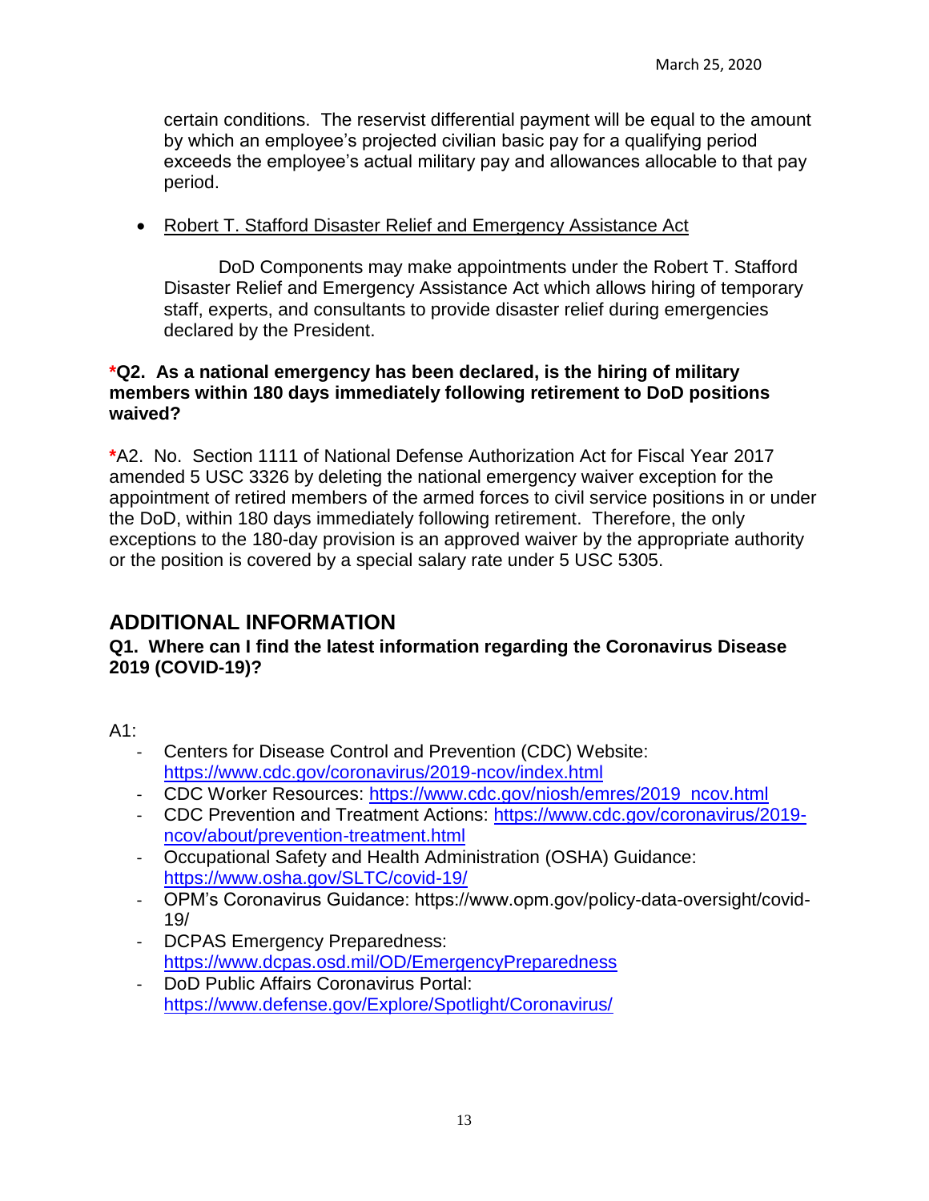certain conditions. The reservist differential payment will be equal to the amount by which an employee's projected civilian basic pay for a qualifying period exceeds the employee's actual military pay and allowances allocable to that pay period.

- Robert T. Stafford Disaster Relief and Emergency Assistance Act

  DoD Components may make appointments under the Robert T. Stafford Disaster Relief and Emergency Assistance Act which allows hiring of temporary staff, experts, and consultants to provide disaster relief during emergencies declared by the President.

**\*Q2. As a national emergency has been declared, is the hiring of military members within 180 days immediately following retirement to DoD positions waived?**

\*A2. No. Section 1111 of National Defense Authorization Act for Fiscal Year 2017 amended 5 USC 3326 by deleting the national emergency waiver exception for the appointment of retired members of the armed forces to civil service positions in or under the DoD, within 180 days immediately following retirement. Therefore, the only exceptions to the 180-day provision is an approved waiver by the appropriate authority or the position is covered by a special salary rate under 5 USC 5305.

## ADDITIONAL INFORMATION

**Q1. Where can I find the latest information regarding the Coronavirus Disease 2019 (COVID-19)?**

A1:

- Centers for Disease Control and Prevention (CDC) Website: https://www.cdc.gov/coronavirus/2019-ncov/index.html
- CDC Worker Resources: https://www.cdc.gov/niosh/emres/2019_ncov.html
- CDC Prevention and Treatment Actions: https://www.cdc.gov/coronavirus/2019-ncov/about/prevention-treatment.html
- Occupational Safety and Health Administration (OSHA) Guidance: https://www.osha.gov/SLTC/covid-19/
- OPM's Coronavirus Guidance: https://www.opm.gov/policy-data-oversight/covid-19/
- DCPAS Emergency Preparedness: https://www.dcpas.osd.mil/OD/EmergencyPreparedness
- DoD Public Affairs Coronavirus Portal: https://www.defense.gov/Explore/Spotlight/Coronavirus/